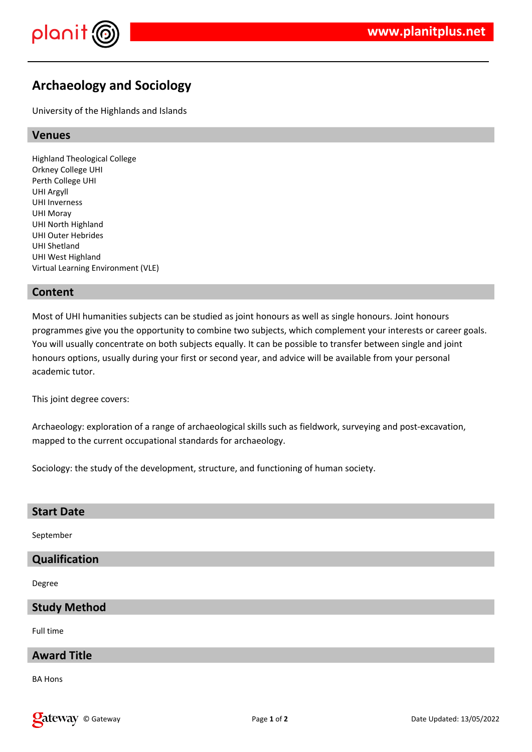# Archaeology and Sociology

University of the Highlands and Islands

## Venues

Highland Theological College
Orkney College UHI
Perth College UHI
UHI Argyll
UHI Inverness
UHI Moray
UHI North Highland
UHI Outer Hebrides
UHI Shetland
UHI West Highland
Virtual Learning Environment (VLE)

## Content

Most of UHI humanities subjects can be studied as joint honours as well as single honours. Joint honours programmes give you the opportunity to combine two subjects, which complement your interests or career goals. You will usually concentrate on both subjects equally. It can be possible to transfer between single and joint honours options, usually during your first or second year, and advice will be available from your personal academic tutor.

This joint degree covers:

Archaeology: exploration of a range of archaeological skills such as fieldwork, surveying and post-excavation, mapped to the current occupational standards for archaeology.

Sociology: the study of the development, structure, and functioning of human society.

## Start Date

September

## Qualification

Degree

## Study Method

Full time

## Award Title

BA Hons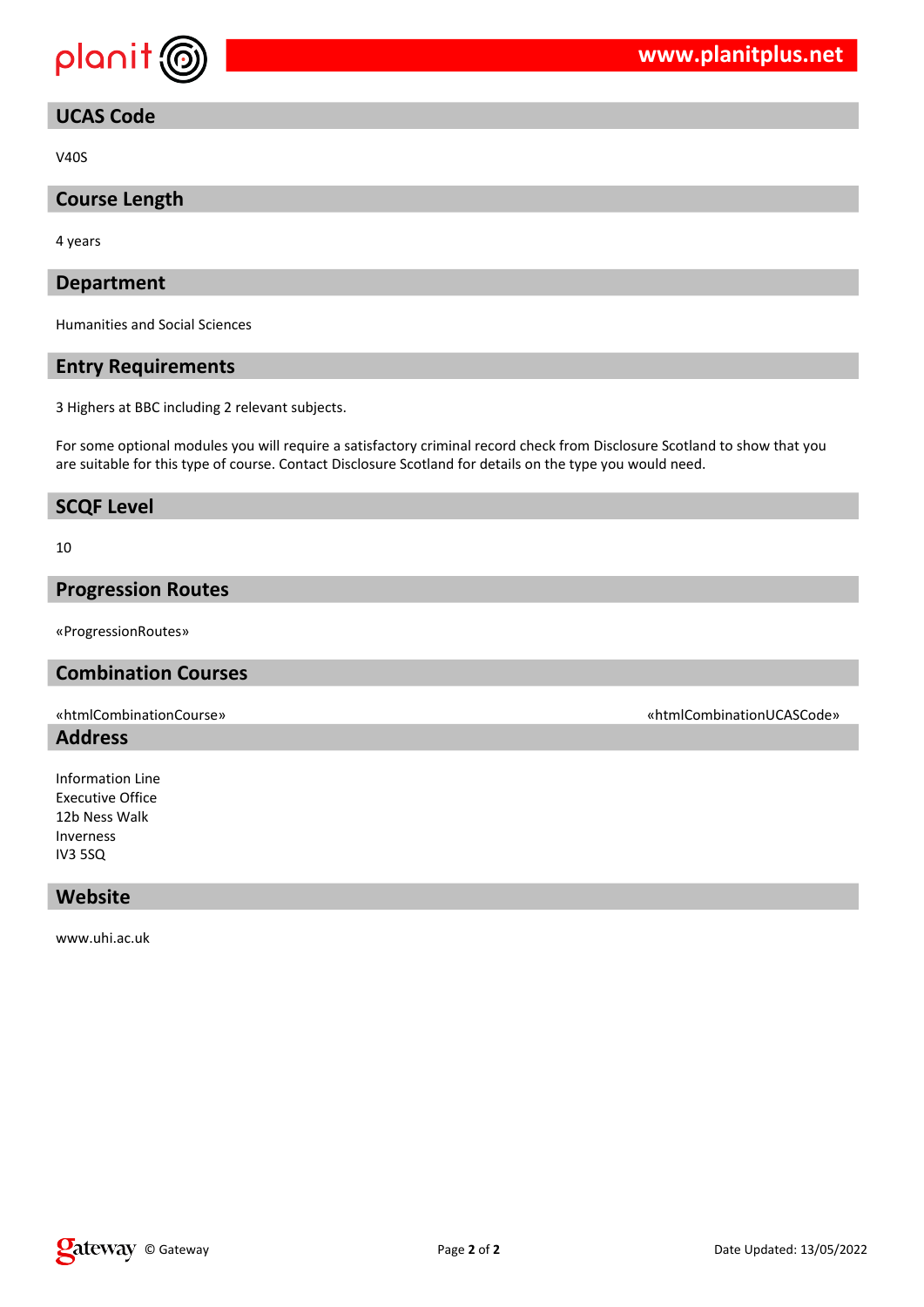## UCAS Code

V40S

## Course Length

4 years

## Department

Humanities and Social Sciences

## Entry Requirements

3 Highers at BBC including 2 relevant subjects.

For some optional modules you will require a satisfactory criminal record check from Disclosure Scotland to show that you are suitable for this type of course. Contact Disclosure Scotland for details on the type you would need.

## SCQF Level

10

## Progression Routes

«ProgressionRoutes»

## Combination Courses

«htmlCombinationCourse» «htmlCombinationUCASCode»

## Address

Information Line
Executive Office
12b Ness Walk
Inverness
IV3 5SQ

## Website

www.uhi.ac.uk

© Gateway

Date Updated: 13/05/2022